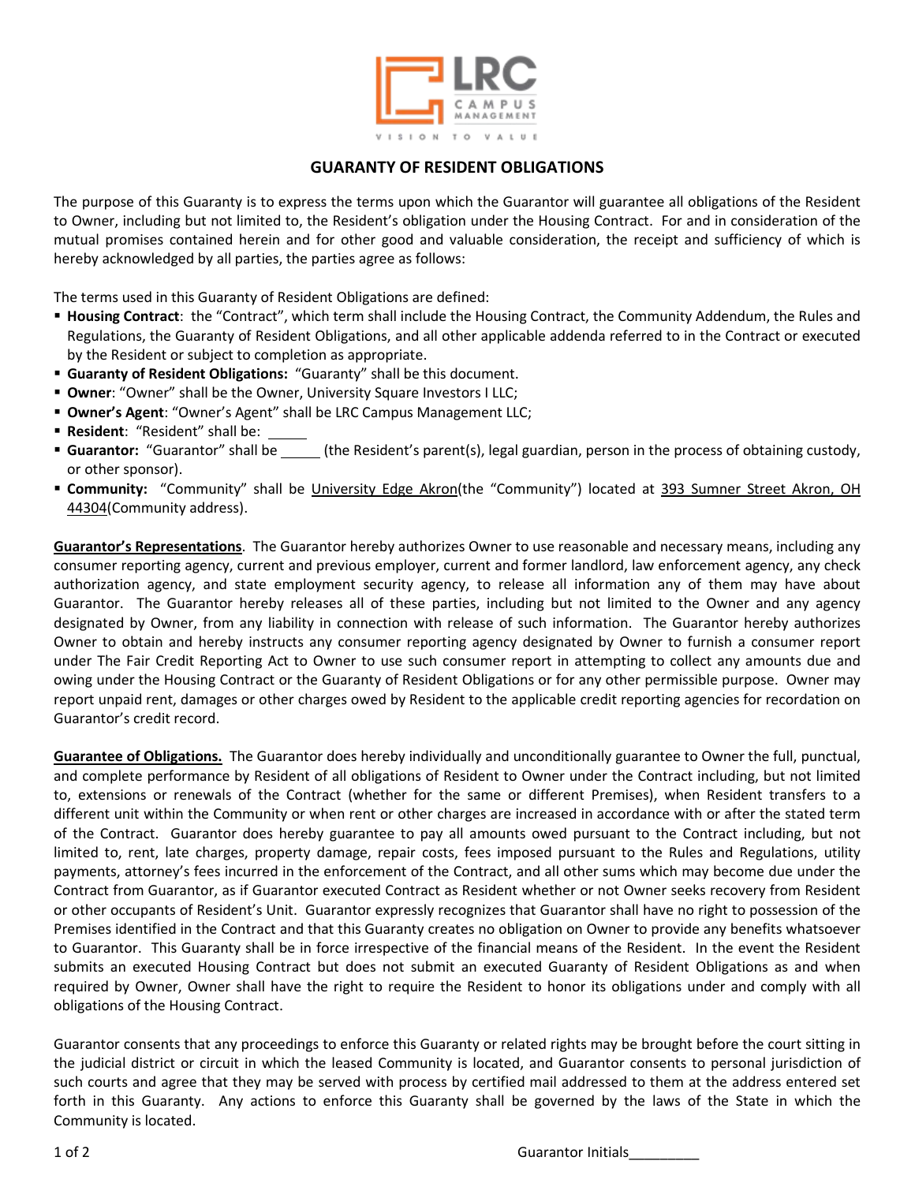LRC CAMPUS MANAGEMENT

VISION TO VALUE

## GUARANTY OF RESIDENT OBLIGATIONS

The purpose of this Guaranty is to express the terms upon which the Guarantor will guarantee all obligations of the Resident to Owner, including but not limited to, the Resident's obligation under the Housing Contract. For and in consideration of the mutual promises contained herein and for other good and valuable consideration, the receipt and sufficiency of which is hereby acknowledged by all parties, the parties agree as follows:

The terms used in this Guaranty of Resident Obligations are defined:

- **Housing Contract**: the "Contract", which term shall include the Housing Contract, the Community Addendum, the Rules and Regulations, the Guaranty of Resident Obligations, and all other applicable addenda referred to in the Contract or executed by the Resident or subject to completion as appropriate.
- **Guaranty of Resident Obligations:** "Guaranty" shall be this document.
- **Owner**: "Owner" shall be the Owner, University Square Investors I LLC;
- **Owner's Agent**: "Owner's Agent" shall be LRC Campus Management LLC;
- **Resident**: "Resident" shall be: _____
- **Guarantor:** "Guarantor" shall be _____ (the Resident's parent(s), legal guardian, person in the process of obtaining custody, or other sponsor).
- **Community:** "Community" shall be University Edge Akron(the "Community") located at 393 Sumner Street Akron, OH 44304(Community address).

**Guarantor's Representations**. The Guarantor hereby authorizes Owner to use reasonable and necessary means, including any consumer reporting agency, current and previous employer, current and former landlord, law enforcement agency, any check authorization agency, and state employment security agency, to release all information any of them may have about Guarantor. The Guarantor hereby releases all of these parties, including but not limited to the Owner and any agency designated by Owner, from any liability in connection with release of such information. The Guarantor hereby authorizes Owner to obtain and hereby instructs any consumer reporting agency designated by Owner to furnish a consumer report under The Fair Credit Reporting Act to Owner to use such consumer report in attempting to collect any amounts due and owing under the Housing Contract or the Guaranty of Resident Obligations or for any other permissible purpose. Owner may report unpaid rent, damages or other charges owed by Resident to the applicable credit reporting agencies for recordation on Guarantor's credit record.

**Guarantee of Obligations.** The Guarantor does hereby individually and unconditionally guarantee to Owner the full, punctual, and complete performance by Resident of all obligations of Resident to Owner under the Contract including, but not limited to, extensions or renewals of the Contract (whether for the same or different Premises), when Resident transfers to a different unit within the Community or when rent or other charges are increased in accordance with or after the stated term of the Contract. Guarantor does hereby guarantee to pay all amounts owed pursuant to the Contract including, but not limited to, rent, late charges, property damage, repair costs, fees imposed pursuant to the Rules and Regulations, utility payments, attorney's fees incurred in the enforcement of the Contract, and all other sums which may become due under the Contract from Guarantor, as if Guarantor executed Contract as Resident whether or not Owner seeks recovery from Resident or other occupants of Resident's Unit. Guarantor expressly recognizes that Guarantor shall have no right to possession of the Premises identified in the Contract and that this Guaranty creates no obligation on Owner to provide any benefits whatsoever to Guarantor. This Guaranty shall be in force irrespective of the financial means of the Resident. In the event the Resident submits an executed Housing Contract but does not submit an executed Guaranty of Resident Obligations as and when required by Owner, Owner shall have the right to require the Resident to honor its obligations under and comply with all obligations of the Housing Contract.

Guarantor consents that any proceedings to enforce this Guaranty or related rights may be brought before the court sitting in the judicial district or circuit in which the leased Community is located, and Guarantor consents to personal jurisdiction of such courts and agree that they may be served with process by certified mail addressed to them at the address entered set forth in this Guaranty. Any actions to enforce this Guaranty shall be governed by the laws of the State in which the Community is located.

Guarantor Initials_________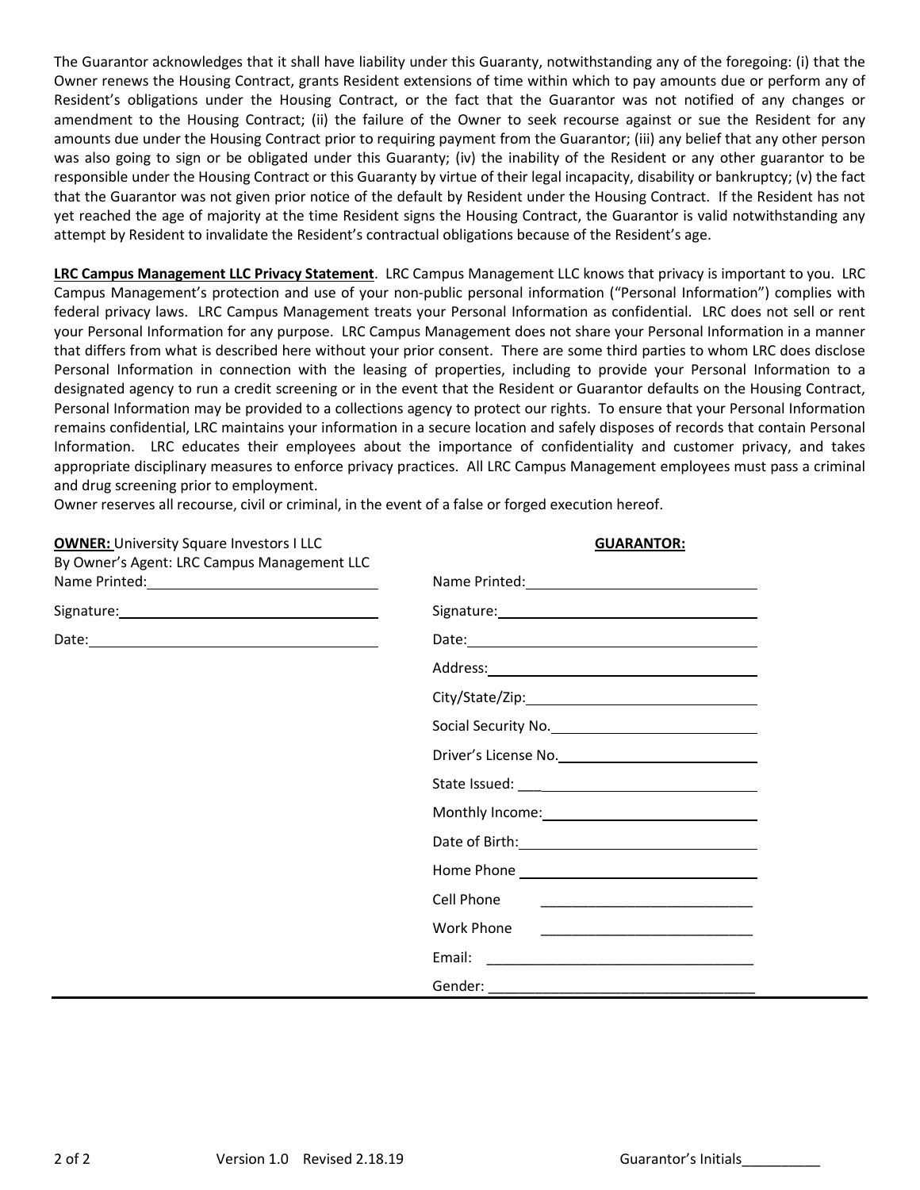The Guarantor acknowledges that it shall have liability under this Guaranty, notwithstanding any of the foregoing: (i) that the Owner renews the Housing Contract, grants Resident extensions of time within which to pay amounts due or perform any of Resident's obligations under the Housing Contract, or the fact that the Guarantor was not notified of any changes or amendment to the Housing Contract; (ii) the failure of the Owner to seek recourse against or sue the Resident for any amounts due under the Housing Contract prior to requiring payment from the Guarantor; (iii) any belief that any other person was also going to sign or be obligated under this Guaranty; (iv) the inability of the Resident or any other guarantor to be responsible under the Housing Contract or this Guaranty by virtue of their legal incapacity, disability or bankruptcy; (v) the fact that the Guarantor was not given prior notice of the default by Resident under the Housing Contract. If the Resident has not yet reached the age of majority at the time Resident signs the Housing Contract, the Guarantor is valid notwithstanding any attempt by Resident to invalidate the Resident's contractual obligations because of the Resident's age.

**LRC Campus Management LLC Privacy Statement**. LRC Campus Management LLC knows that privacy is important to you. LRC Campus Management's protection and use of your non-public personal information ("Personal Information") complies with federal privacy laws. LRC Campus Management treats your Personal Information as confidential. LRC does not sell or rent your Personal Information for any purpose. LRC Campus Management does not share your Personal Information in a manner that differs from what is described here without your prior consent. There are some third parties to whom LRC does disclose Personal Information in connection with the leasing of properties, including to provide your Personal Information to a designated agency to run a credit screening or in the event that the Resident or Guarantor defaults on the Housing Contract, Personal Information may be provided to a collections agency to protect our rights. To ensure that your Personal Information remains confidential, LRC maintains your information in a secure location and safely disposes of records that contain Personal Information. LRC educates their employees about the importance of confidentiality and customer privacy, and takes appropriate disciplinary measures to enforce privacy practices. All LRC Campus Management employees must pass a criminal and drug screening prior to employment.

Owner reserves all recourse, civil or criminal, in the event of a false or forged execution hereof.

**OWNER:** University Square Investors I LLC
By Owner's Agent: LRC Campus Management LLC

Name Printed: ______________________________

Signature: ______________________________

Date: ______________________________

**GUARANTOR:**

Name Printed: ______________________________

Signature: ______________________________

Date: ______________________________

Address: ______________________________

City/State/Zip: ______________________________

Social Security No. ______________________________

Driver's License No. ______________________________

State Issued: ______________________________

Monthly Income: ______________________________

Date of Birth: ______________________________

Home Phone ______________________________

Cell Phone ______________________________

Work Phone ______________________________

Email: ______________________________

Gender: ______________________________

Guarantor's Initials__________